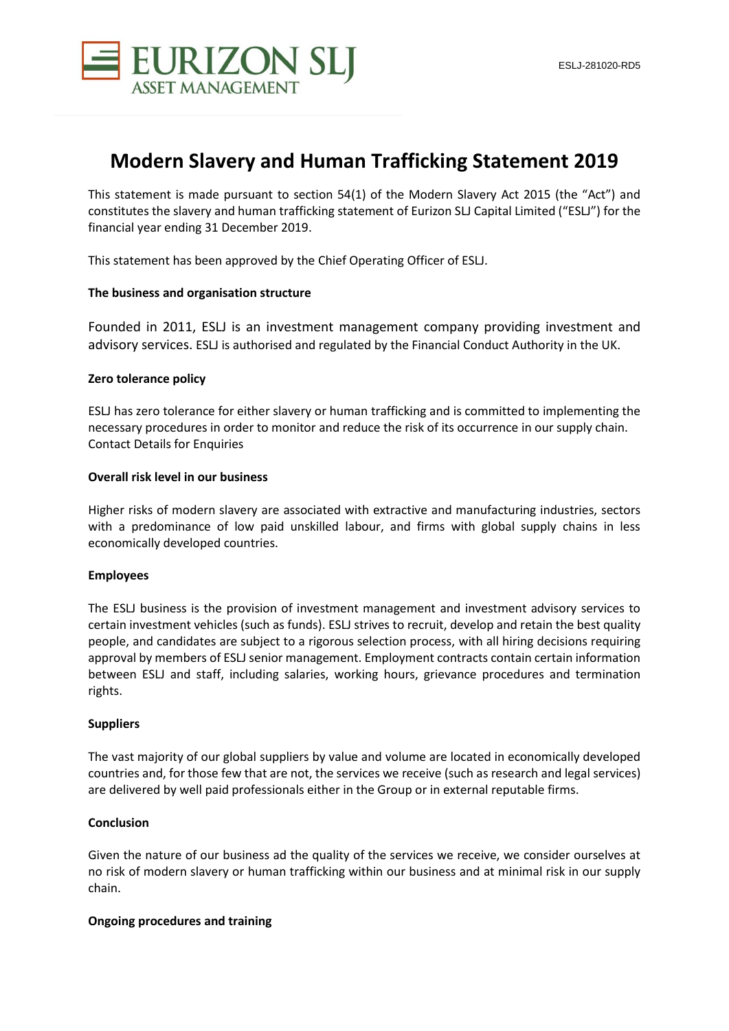EURIZON SLJ ASSET MANAGEMENT

ESLJ-281020-RD5

# Modern Slavery and Human Trafficking Statement 2019

This statement is made pursuant to section 54(1) of the Modern Slavery Act 2015 (the "Act") and constitutes the slavery and human trafficking statement of Eurizon SLJ Capital Limited ("ESLJ") for the financial year ending 31 December 2019.

This statement has been approved by the Chief Operating Officer of ESLJ.

**The business and organisation structure**

Founded in 2011, ESLJ is an investment management company providing investment and advisory services. ESLJ is authorised and regulated by the Financial Conduct Authority in the UK.

**Zero tolerance policy**

ESLJ has zero tolerance for either slavery or human trafficking and is committed to implementing the necessary procedures in order to monitor and reduce the risk of its occurrence in our supply chain.
Contact Details for Enquiries

**Overall risk level in our business**

Higher risks of modern slavery are associated with extractive and manufacturing industries, sectors with a predominance of low paid unskilled labour, and firms with global supply chains in less economically developed countries.

**Employees**

The ESLJ business is the provision of investment management and investment advisory services to certain investment vehicles (such as funds). ESLJ strives to recruit, develop and retain the best quality people, and candidates are subject to a rigorous selection process, with all hiring decisions requiring approval by members of ESLJ senior management. Employment contracts contain certain information between ESLJ and staff, including salaries, working hours, grievance procedures and termination rights.

**Suppliers**

The vast majority of our global suppliers by value and volume are located in economically developed countries and, for those few that are not, the services we receive (such as research and legal services) are delivered by well paid professionals either in the Group or in external reputable firms.

**Conclusion**

Given the nature of our business ad the quality of the services we receive, we consider ourselves at no risk of modern slavery or human trafficking within our business and at minimal risk in our supply chain.

**Ongoing procedures and training**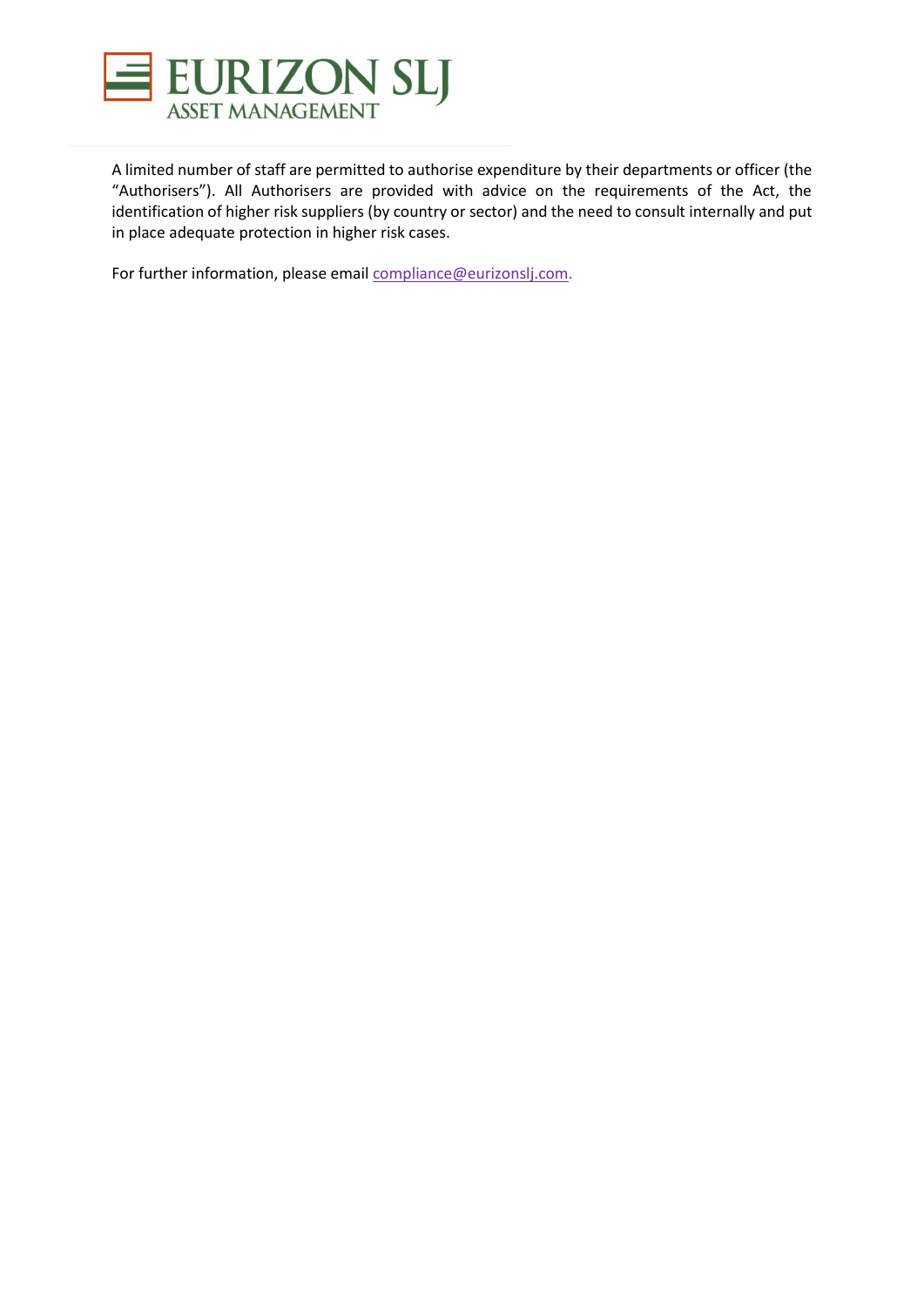A limited number of staff are permitted to authorise expenditure by their departments or officer (the "Authorisers"). All Authorisers are provided with advice on the requirements of the Act, the identification of higher risk suppliers (by country or sector) and the need to consult internally and put in place adequate protection in higher risk cases.

For further information, please email compliance@eurizonslj.com.